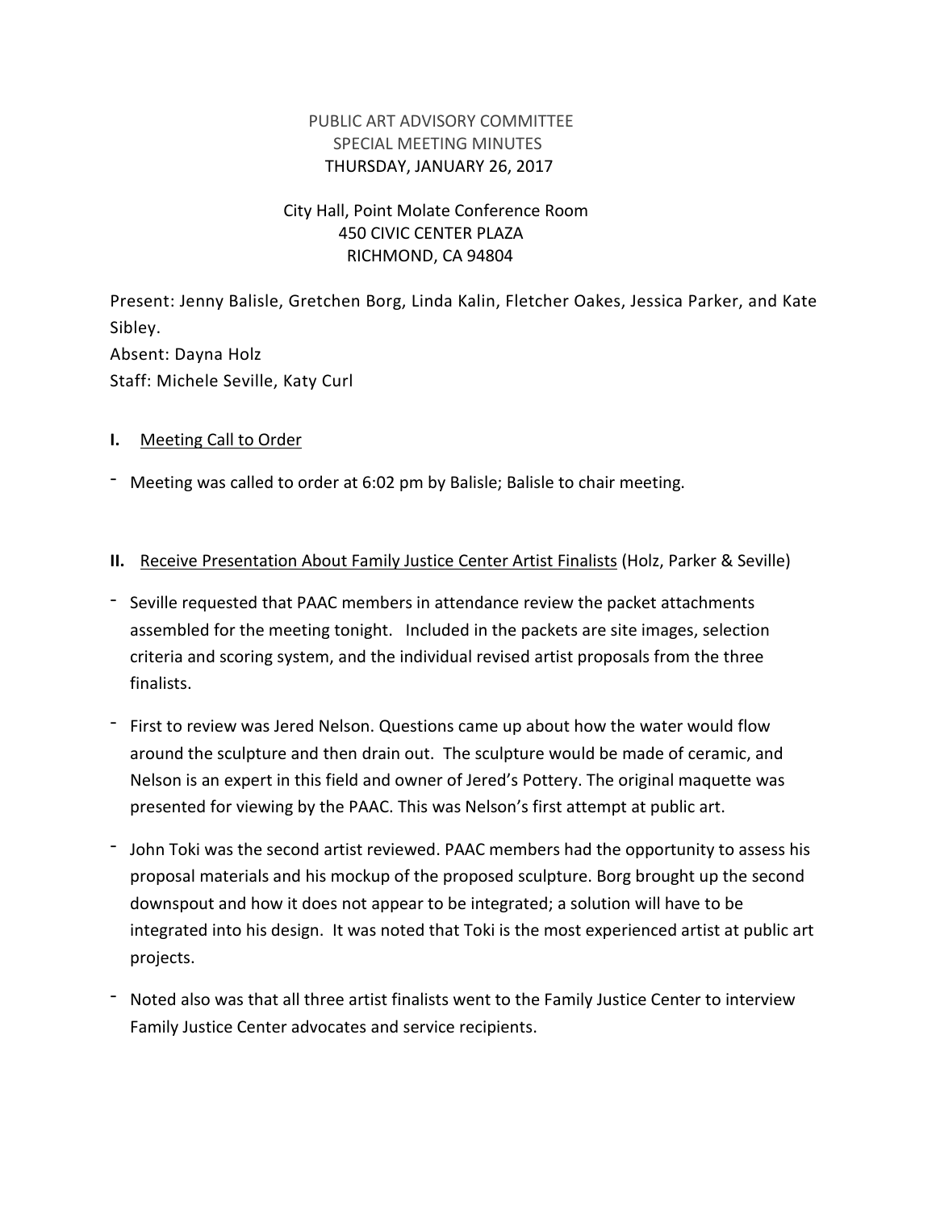PUBLIC ART ADVISORY COMMITTEE
SPECIAL MEETING MINUTES
THURSDAY, JANUARY 26, 2017

City Hall, Point Molate Conference Room
450 CIVIC CENTER PLAZA
RICHMOND, CA 94804

Present: Jenny Balisle, Gretchen Borg, Linda Kalin, Fletcher Oakes, Jessica Parker, and Kate Sibley.
Absent: Dayna Holz
Staff: Michele Seville, Katy Curl

**I.** <u>Meeting Call to Order</u>

- Meeting was called to order at 6:02 pm by Balisle; Balisle to chair meeting.

**II.** <u>Receive Presentation About Family Justice Center Artist Finalists</u> (Holz, Parker & Seville)

- Seville requested that PAAC members in attendance review the packet attachments assembled for the meeting tonight. Included in the packets are site images, selection criteria and scoring system, and the individual revised artist proposals from the three finalists.
- First to review was Jered Nelson. Questions came up about how the water would flow around the sculpture and then drain out. The sculpture would be made of ceramic, and Nelson is an expert in this field and owner of Jered's Pottery. The original maquette was presented for viewing by the PAAC. This was Nelson's first attempt at public art.
- John Toki was the second artist reviewed. PAAC members had the opportunity to assess his proposal materials and his mockup of the proposed sculpture. Borg brought up the second downspout and how it does not appear to be integrated; a solution will have to be integrated into his design. It was noted that Toki is the most experienced artist at public art projects.
- Noted also was that all three artist finalists went to the Family Justice Center to interview Family Justice Center advocates and service recipients.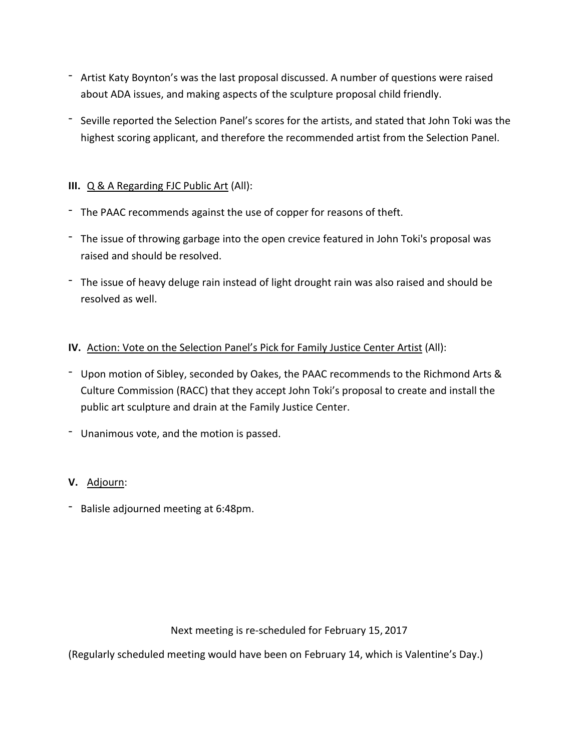- Artist Katy Boynton's was the last proposal discussed. A number of questions were raised about ADA issues, and making aspects of the sculpture proposal child friendly.
- Seville reported the Selection Panel's scores for the artists, and stated that John Toki was the highest scoring applicant, and therefore the recommended artist from the Selection Panel.

**III.** Q & A Regarding FJC Public Art (All):

- The PAAC recommends against the use of copper for reasons of theft.
- The issue of throwing garbage into the open crevice featured in John Toki's proposal was raised and should be resolved.
- The issue of heavy deluge rain instead of light drought rain was also raised and should be resolved as well.

**IV.** Action: Vote on the Selection Panel's Pick for Family Justice Center Artist (All):

- Upon motion of Sibley, seconded by Oakes, the PAAC recommends to the Richmond Arts & Culture Commission (RACC) that they accept John Toki's proposal to create and install the public art sculpture and drain at the Family Justice Center.
- Unanimous vote, and the motion is passed.

**V.** Adjourn:

- Balisle adjourned meeting at 6:48pm.

Next meeting is re-scheduled for February 15, 2017

(Regularly scheduled meeting would have been on February 14, which is Valentine's Day.)